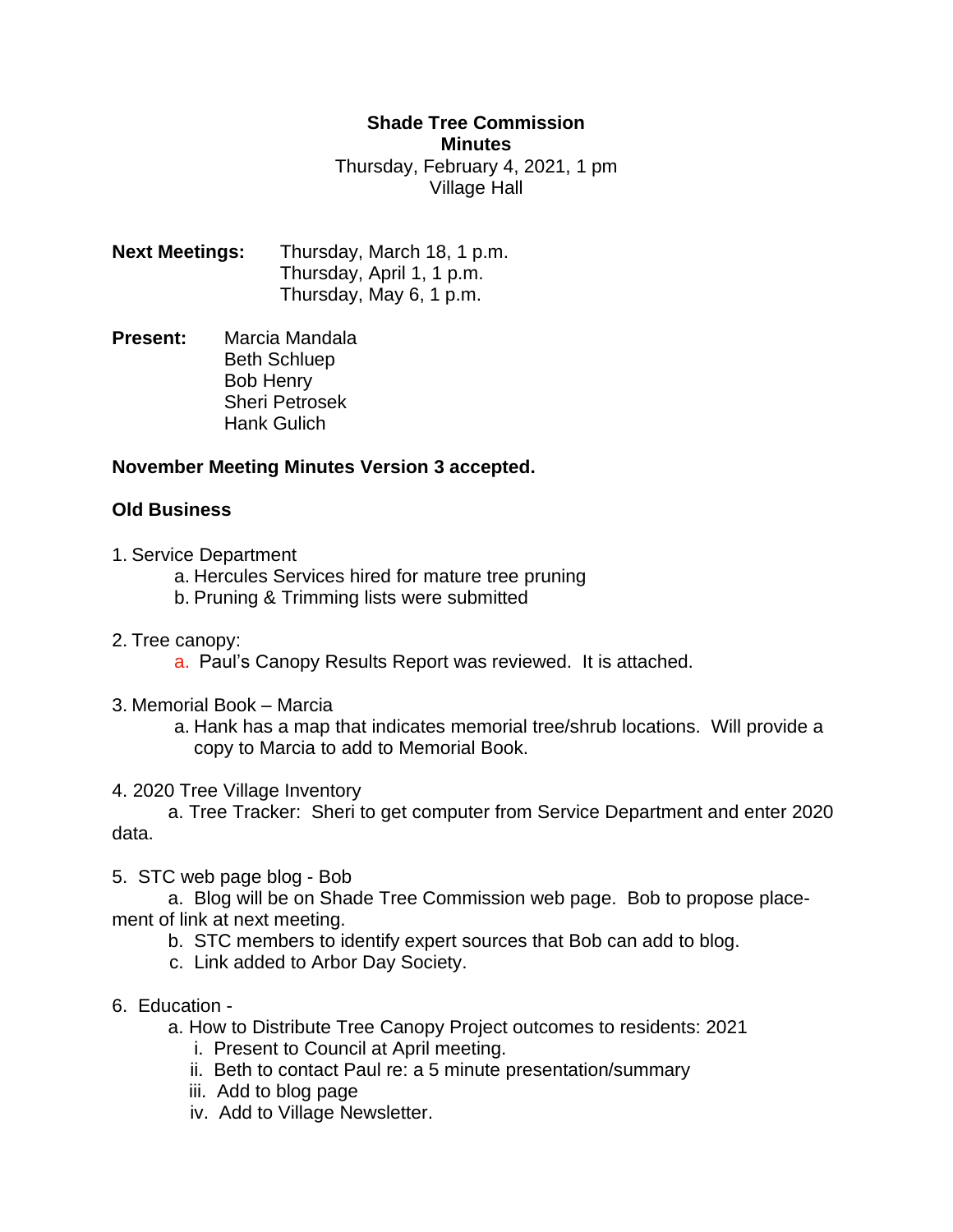**Shade Tree Commission**
**Minutes**
Thursday, February 4, 2021, 1 pm
Village Hall

**Next Meetings:** Thursday, March 18, 1 p.m.
Thursday, April 1, 1 p.m.
Thursday, May 6, 1 p.m.

**Present:** Marcia Mandala
Beth Schluep
Bob Henry
Sheri Petrosek
Hank Gulich

**November Meeting Minutes Version 3 accepted.**

**Old Business**

1. Service Department
   a. Hercules Services hired for mature tree pruning
   b. Pruning & Trimming lists were submitted

2. Tree canopy:
   a. Paul's Canopy Results Report was reviewed. It is attached.

3. Memorial Book – Marcia
   a. Hank has a map that indicates memorial tree/shrub locations. Will provide a copy to Marcia to add to Memorial Book.

4. 2020 Tree Village Inventory
   a. Tree Tracker: Sheri to get computer from Service Department and enter 2020 data.

5. STC web page blog - Bob
   a. Blog will be on Shade Tree Commission web page. Bob to propose placement of link at next meeting.
   b. STC members to identify expert sources that Bob can add to blog.
   c. Link added to Arbor Day Society.

6. Education -
   a. How to Distribute Tree Canopy Project outcomes to residents: 2021
      i. Present to Council at April meeting.
      ii. Beth to contact Paul re: a 5 minute presentation/summary
      iii. Add to blog page
      iv. Add to Village Newsletter.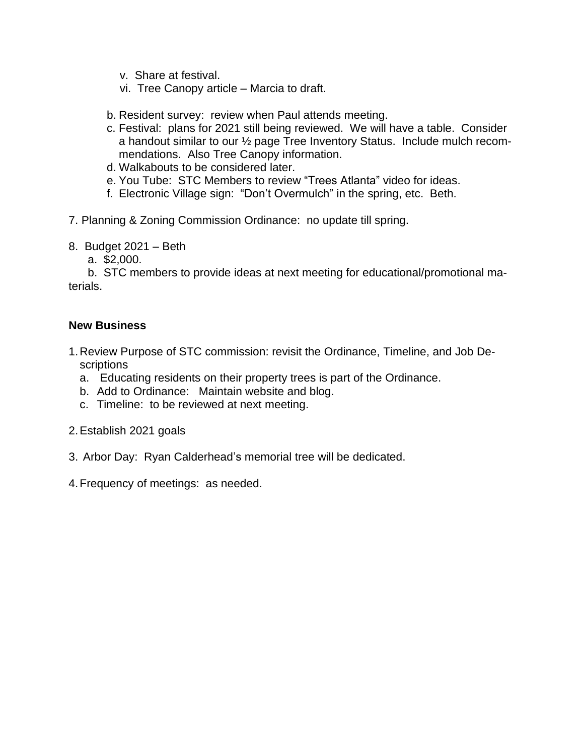v. Share at festival.
vi. Tree Canopy article – Marcia to draft.

b. Resident survey: review when Paul attends meeting.
c. Festival: plans for 2021 still being reviewed. We will have a table. Consider a handout similar to our ½ page Tree Inventory Status. Include mulch recommendations. Also Tree Canopy information.
d. Walkabouts to be considered later.
e. You Tube: STC Members to review "Trees Atlanta" video for ideas.
f. Electronic Village sign: "Don't Overmulch" in the spring, etc. Beth.

7. Planning & Zoning Commission Ordinance: no update till spring.

8. Budget 2021 – Beth
   a. $2,000.
   b. STC members to provide ideas at next meeting for educational/promotional materials.

**New Business**

1. Review Purpose of STC commission: revisit the Ordinance, Timeline, and Job Descriptions
   a. Educating residents on their property trees is part of the Ordinance.
   b. Add to Ordinance: Maintain website and blog.
   c. Timeline: to be reviewed at next meeting.

2. Establish 2021 goals

3. Arbor Day: Ryan Calderhead's memorial tree will be dedicated.

4. Frequency of meetings: as needed.